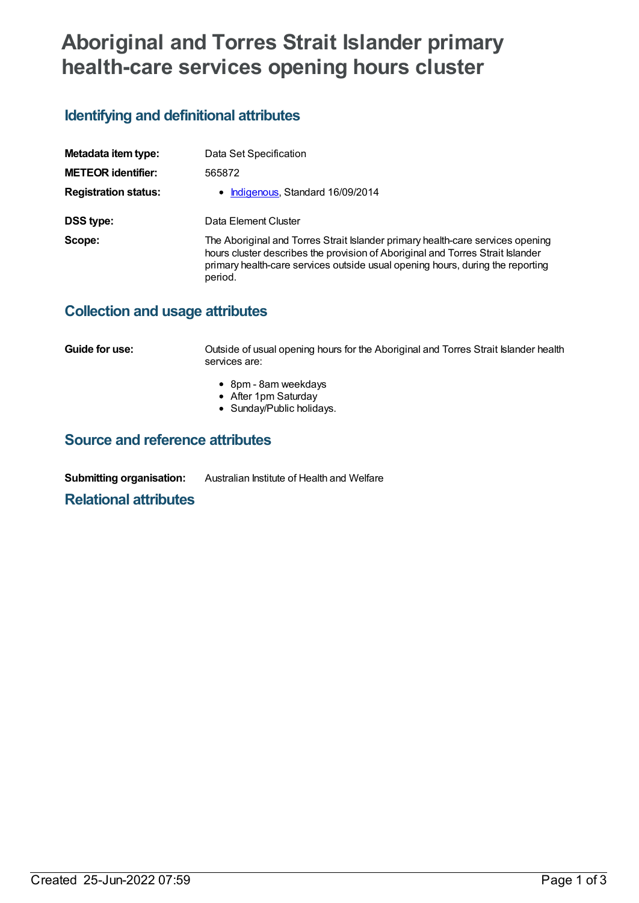# Aboriginal and Torres Strait Islander primary health-care services opening hours cluster

## Identifying and definitional attributes

**Metadata item type:** Data Set Specification

**METEOR identifier:** 565872

**Registration status:**
- Indigenous, Standard 16/09/2014

**DSS type:** Data Element Cluster

**Scope:** The Aboriginal and Torres Strait Islander primary health-care services opening hours cluster describes the provision of Aboriginal and Torres Strait Islander primary health-care services outside usual opening hours, during the reporting period.

## Collection and usage attributes

**Guide for use:** Outside of usual opening hours for the Aboriginal and Torres Strait Islander health services are:

- 8pm - 8am weekdays
- After 1pm Saturday
- Sunday/Public holidays.

## Source and reference attributes

**Submitting organisation:** Australian Institute of Health and Welfare

## Relational attributes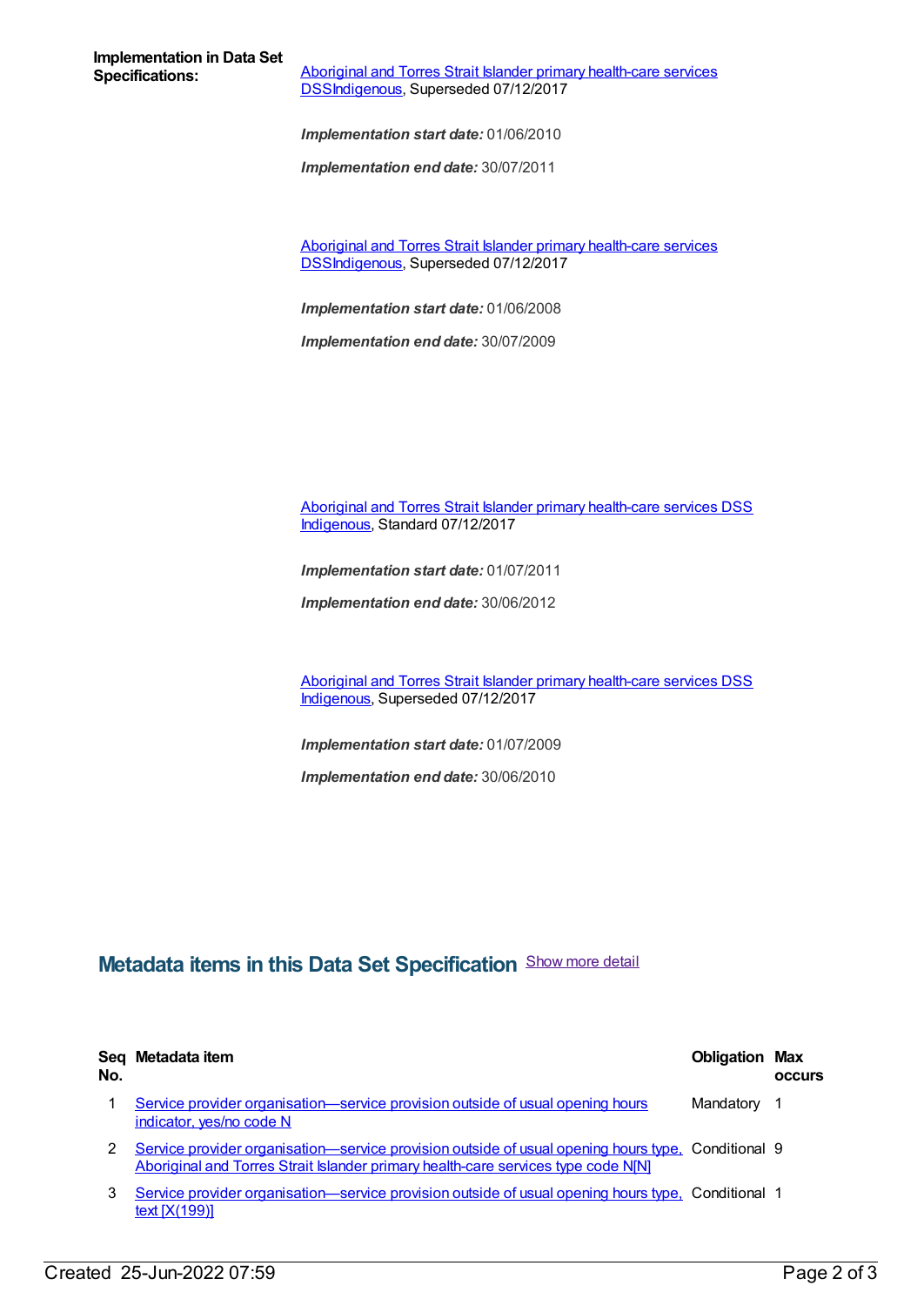**Implementation in Data Set Specifications:**

Aboriginal and Torres Strait Islander primary health-care services DSSIndigenous, Superseded 07/12/2017

***Implementation start date:*** 01/06/2010

***Implementation end date:*** 30/07/2011

Aboriginal and Torres Strait Islander primary health-care services DSSIndigenous, Superseded 07/12/2017

***Implementation start date:*** 01/06/2008

***Implementation end date:*** 30/07/2009

Aboriginal and Torres Strait Islander primary health-care services DSS Indigenous, Standard 07/12/2017

***Implementation start date:*** 01/07/2011

***Implementation end date:*** 30/06/2012

Aboriginal and Torres Strait Islander primary health-care services DSS Indigenous, Superseded 07/12/2017

***Implementation start date:*** 01/07/2009

***Implementation end date:*** 30/06/2010

## Metadata items in this Data Set Specification

Show more detail

| Seq No. | Metadata item | Obligation | Max occurs |
|---|---|---|---|
| 1 | Service provider organisation—service provision outside of usual opening hours indicator, yes/no code N | Mandatory | 1 |
| 2 | Service provider organisation—service provision outside of usual opening hours type, Aboriginal and Torres Strait Islander primary health-care services type code N[N] | Conditional | 9 |
| 3 | Service provider organisation—service provision outside of usual opening hours type, text [X(199)] | Conditional | 1 |